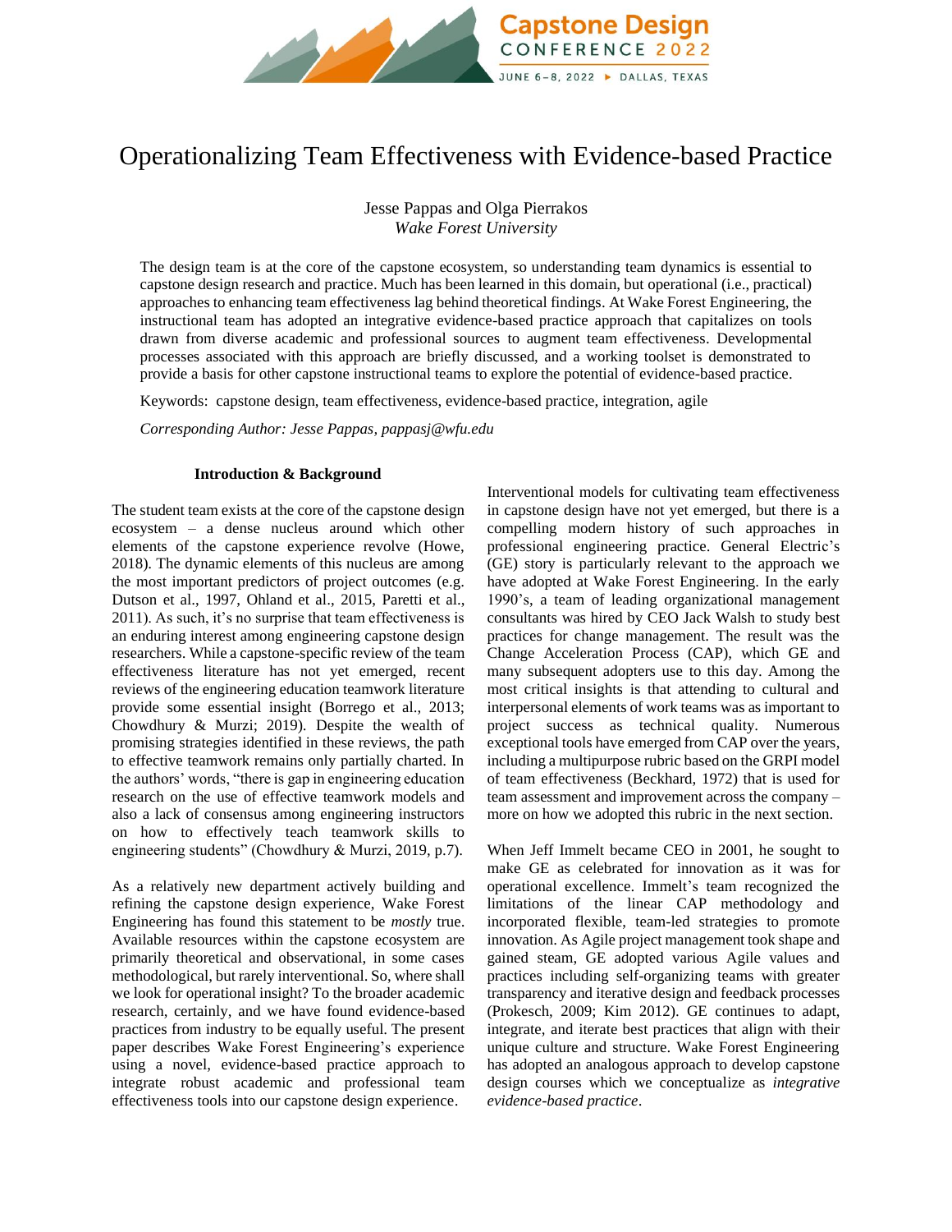# Operationalizing Team Effectiveness with Evidence-based Practice

Jesse Pappas and Olga Pierrakos
*Wake Forest University*

The design team is at the core of the capstone ecosystem, so understanding team dynamics is essential to capstone design research and practice. Much has been learned in this domain, but operational (i.e., practical) approaches to enhancing team effectiveness lag behind theoretical findings. At Wake Forest Engineering, the instructional team has adopted an integrative evidence-based practice approach that capitalizes on tools drawn from diverse academic and professional sources to augment team effectiveness. Developmental processes associated with this approach are briefly discussed, and a working toolset is demonstrated to provide a basis for other capstone instructional teams to explore the potential of evidence-based practice.

Keywords: capstone design, team effectiveness, evidence-based practice, integration, agile

*Corresponding Author: Jesse Pappas, pappasj@wfu.edu*

## Introduction & Background

The student team exists at the core of the capstone design ecosystem – a dense nucleus around which other elements of the capstone experience revolve (Howe, 2018). The dynamic elements of this nucleus are among the most important predictors of project outcomes (e.g. Dutson et al., 1997, Ohland et al., 2015, Paretti et al., 2011). As such, it's no surprise that team effectiveness is an enduring interest among engineering capstone design researchers. While a capstone-specific review of the team effectiveness literature has not yet emerged, recent reviews of the engineering education teamwork literature provide some essential insight (Borrego et al., 2013; Chowdhury & Murzi; 2019). Despite the wealth of promising strategies identified in these reviews, the path to effective teamwork remains only partially charted. In the authors' words, "there is gap in engineering education research on the use of effective teamwork models and also a lack of consensus among engineering instructors on how to effectively teach teamwork skills to engineering students" (Chowdhury & Murzi, 2019, p.7).

As a relatively new department actively building and refining the capstone design experience, Wake Forest Engineering has found this statement to be *mostly* true. Available resources within the capstone ecosystem are primarily theoretical and observational, in some cases methodological, but rarely interventional. So, where shall we look for operational insight? To the broader academic research, certainly, and we have found evidence-based practices from industry to be equally useful. The present paper describes Wake Forest Engineering's experience using a novel, evidence-based practice approach to integrate robust academic and professional team effectiveness tools into our capstone design experience.

Interventional models for cultivating team effectiveness in capstone design have not yet emerged, but there is a compelling modern history of such approaches in professional engineering practice. General Electric's (GE) story is particularly relevant to the approach we have adopted at Wake Forest Engineering. In the early 1990's, a team of leading organizational management consultants was hired by CEO Jack Walsh to study best practices for change management. The result was the Change Acceleration Process (CAP), which GE and many subsequent adopters use to this day. Among the most critical insights is that attending to cultural and interpersonal elements of work teams was as important to project success as technical quality. Numerous exceptional tools have emerged from CAP over the years, including a multipurpose rubric based on the GRPI model of team effectiveness (Beckhard, 1972) that is used for team assessment and improvement across the company – more on how we adopted this rubric in the next section.

When Jeff Immelt became CEO in 2001, he sought to make GE as celebrated for innovation as it was for operational excellence. Immelt's team recognized the limitations of the linear CAP methodology and incorporated flexible, team-led strategies to promote innovation. As Agile project management took shape and gained steam, GE adopted various Agile values and practices including self-organizing teams with greater transparency and iterative design and feedback processes (Prokesch, 2009; Kim 2012). GE continues to adapt, integrate, and iterate best practices that align with their unique culture and structure. Wake Forest Engineering has adopted an analogous approach to develop capstone design courses which we conceptualize as *integrative evidence-based practice*.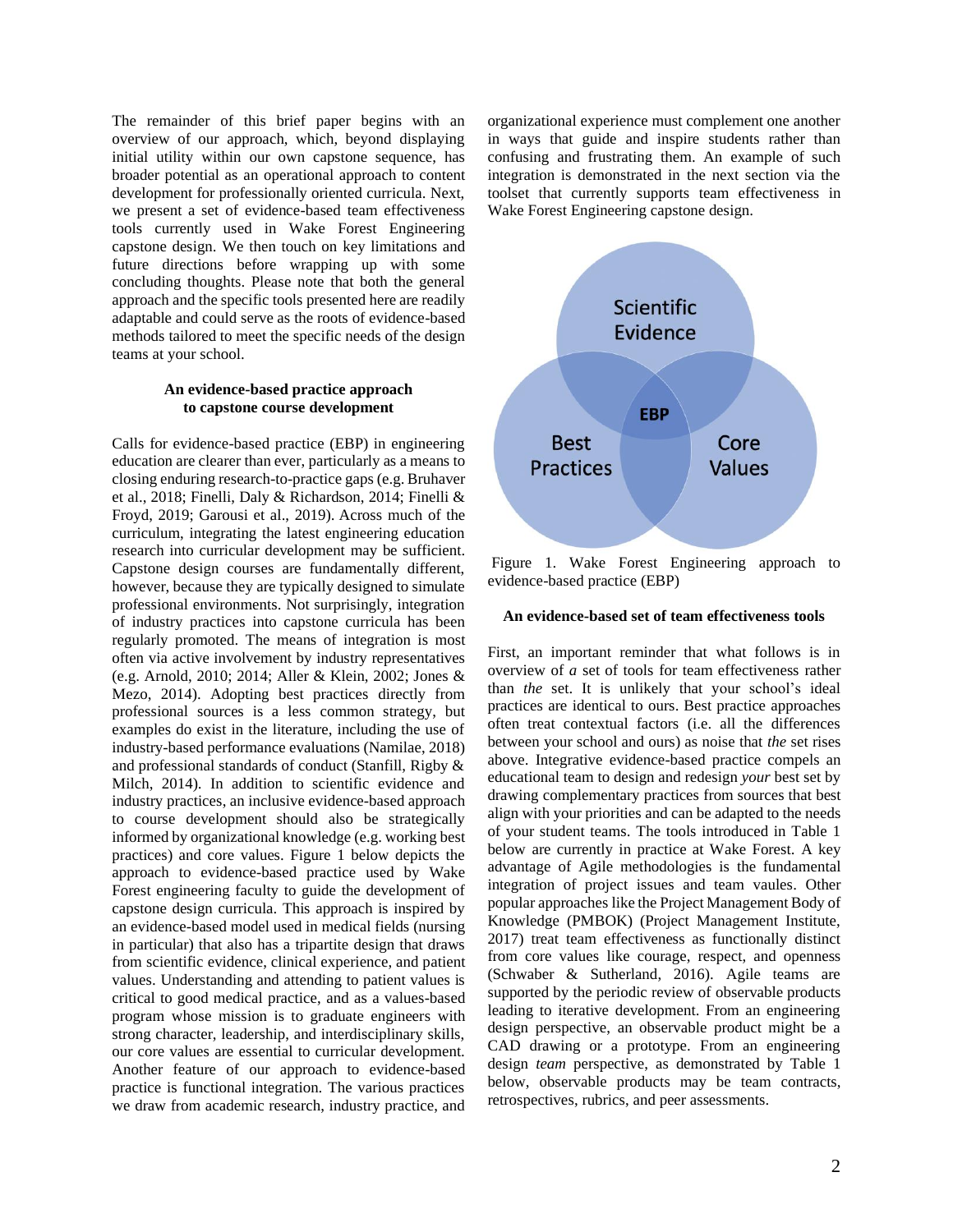The remainder of this brief paper begins with an overview of our approach, which, beyond displaying initial utility within our own capstone sequence, has broader potential as an operational approach to content development for professionally oriented curricula. Next, we present a set of evidence-based team effectiveness tools currently used in Wake Forest Engineering capstone design. We then touch on key limitations and future directions before wrapping up with some concluding thoughts. Please note that both the general approach and the specific tools presented here are readily adaptable and could serve as the roots of evidence-based methods tailored to meet the specific needs of the design teams at your school.

## An evidence-based practice approach to capstone course development

Calls for evidence-based practice (EBP) in engineering education are clearer than ever, particularly as a means to closing enduring research-to-practice gaps (e.g. Bruhaver et al., 2018; Finelli, Daly & Richardson, 2014; Finelli & Froyd, 2019; Garousi et al., 2019). Across much of the curriculum, integrating the latest engineering education research into curricular development may be sufficient. Capstone design courses are fundamentally different, however, because they are typically designed to simulate professional environments. Not surprisingly, integration of industry practices into capstone curricula has been regularly promoted. The means of integration is most often via active involvement by industry representatives (e.g. Arnold, 2010; 2014; Aller & Klein, 2002; Jones & Mezo, 2014). Adopting best practices directly from professional sources is a less common strategy, but examples do exist in the literature, including the use of industry-based performance evaluations (Namilae, 2018) and professional standards of conduct (Stanfill, Rigby & Milch, 2014). In addition to scientific evidence and industry practices, an inclusive evidence-based approach to course development should also be strategically informed by organizational knowledge (e.g. working best practices) and core values. Figure 1 below depicts the approach to evidence-based practice used by Wake Forest engineering faculty to guide the development of capstone design curricula. This approach is inspired by an evidence-based model used in medical fields (nursing in particular) that also has a tripartite design that draws from scientific evidence, clinical experience, and patient values. Understanding and attending to patient values is critical to good medical practice, and as a values-based program whose mission is to graduate engineers with strong character, leadership, and interdisciplinary skills, our core values are essential to curricular development. Another feature of our approach to evidence-based practice is functional integration. The various practices we draw from academic research, industry practice, and organizational experience must complement one another in ways that guide and inspire students rather than confusing and frustrating them. An example of such integration is demonstrated in the next section via the toolset that currently supports team effectiveness in Wake Forest Engineering capstone design.

Scientific Evidence

Best Practices

Core Values

EBP

Figure 1. Wake Forest Engineering approach to evidence-based practice (EBP)

## An evidence-based set of team effectiveness tools

First, an important reminder that what follows is in overview of *a* set of tools for team effectiveness rather than *the* set. It is unlikely that your school's ideal practices are identical to ours. Best practice approaches often treat contextual factors (i.e. all the differences between your school and ours) as noise that *the* set rises above. Integrative evidence-based practice compels an educational team to design and redesign *your* best set by drawing complementary practices from sources that best align with your priorities and can be adapted to the needs of your student teams. The tools introduced in Table 1 below are currently in practice at Wake Forest. A key advantage of Agile methodologies is the fundamental integration of project issues and team vaules. Other popular approaches like the Project Management Body of Knowledge (PMBOK) (Project Management Institute, 2017) treat team effectiveness as functionally distinct from core values like courage, respect, and openness (Schwaber & Sutherland, 2016). Agile teams are supported by the periodic review of observable products leading to iterative development. From an engineering design perspective, an observable product might be a CAD drawing or a prototype. From an engineering design *team* perspective, as demonstrated by Table 1 below, observable products may be team contracts, retrospectives, rubrics, and peer assessments.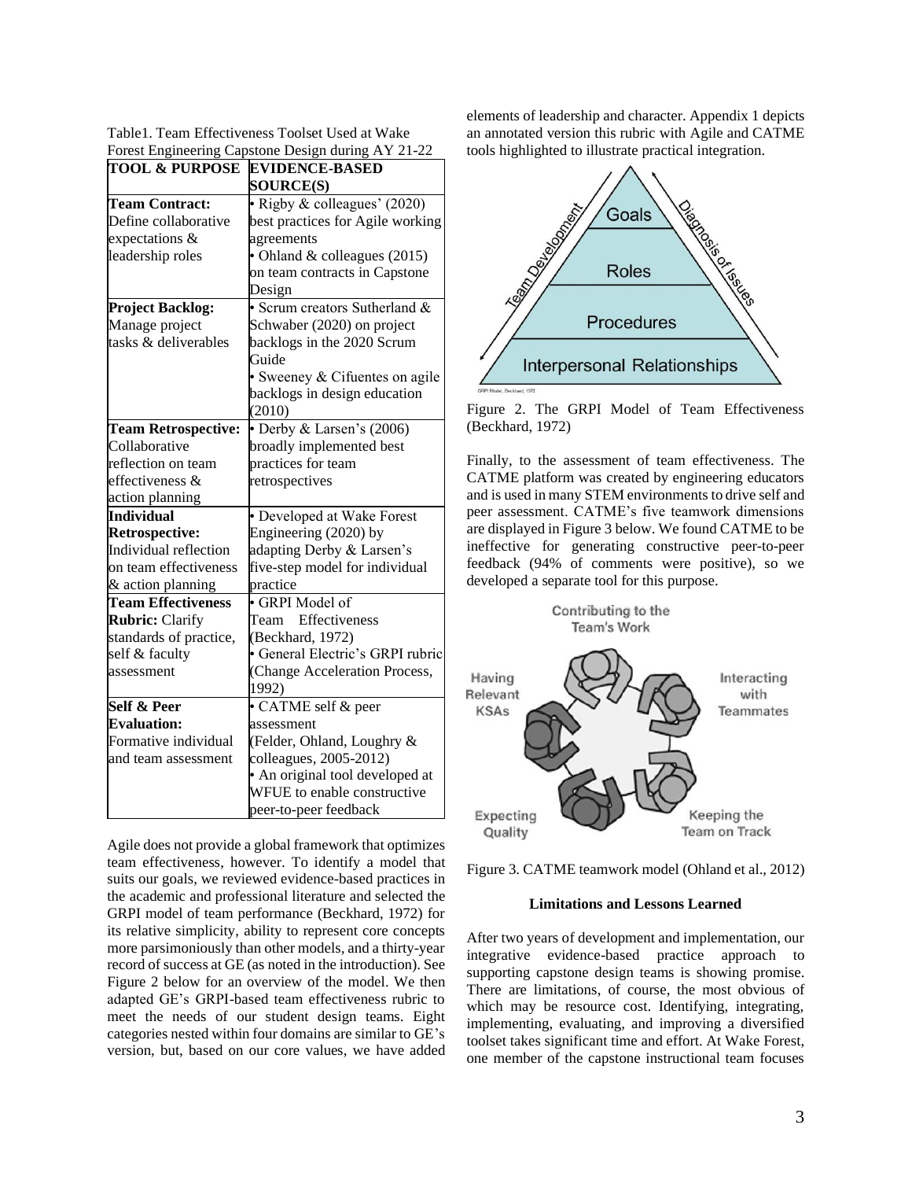Table1. Team Effectiveness Toolset Used at Wake Forest Engineering Capstone Design during AY 21-22

| TOOL & PURPOSE | EVIDENCE-BASED SOURCE(S) |
|---|---|
| **Team Contract:** Define collaborative expectations & leadership roles | • Rigby & colleagues' (2020) best practices for Agile working agreements<br>• Ohland & colleagues (2015) on team contracts in Capstone Design |
| **Project Backlog:** Manage project tasks & deliverables | • Scrum creators Sutherland & Schwaber (2020) on project backlogs in the 2020 Scrum Guide<br>• Sweeney & Cifuentes on agile backlogs in design education (2010) |
| **Team Retrospective:** Collaborative reflection on team effectiveness & action planning | • Derby & Larsen's (2006) broadly implemented best practices for team retrospectives |
| **Individual Retrospective:** Individual reflection on team effectiveness & action planning | • Developed at Wake Forest Engineering (2020) by adapting Derby & Larsen's five-step model for individual practice |
| **Team Effectiveness Rubric:** Clarify standards of practice, self & faculty assessment | • GRPI Model of Team Effectiveness (Beckhard, 1972)<br>• General Electric's GRPI rubric (Change Acceleration Process, 1992) |
| **Self & Peer Evaluation:** Formative individual and team assessment | • CATME self & peer assessment (Felder, Ohland, Loughry & colleagues, 2005-2012)<br>• An original tool developed at WFUE to enable constructive peer-to-peer feedback |

Agile does not provide a global framework that optimizes team effectiveness, however. To identify a model that suits our goals, we reviewed evidence-based practices in the academic and professional literature and selected the GRPI model of team performance (Beckhard, 1972) for its relative simplicity, ability to represent core concepts more parsimoniously than other models, and a thirty-year record of success at GE (as noted in the introduction). See Figure 2 below for an overview of the model. We then adapted GE's GRPI-based team effectiveness rubric to meet the needs of our student design teams. Eight categories nested within four domains are similar to GE's version, but, based on our core values, we have added elements of leadership and character. Appendix 1 depicts an annotated version this rubric with Agile and CATME tools highlighted to illustrate practical integration.

Figure 2. The GRPI Model of Team Effectiveness (Beckhard, 1972)

Finally, to the assessment of team effectiveness. The CATME platform was created by engineering educators and is used in many STEM environments to drive self and peer assessment. CATME's five teamwork dimensions are displayed in Figure 3 below. We found CATME to be ineffective for generating constructive peer-to-peer feedback (94% of comments were positive), so we developed a separate tool for this purpose.

Figure 3. CATME teamwork model (Ohland et al., 2012)

### Limitations and Lessons Learned

After two years of development and implementation, our integrative evidence-based practice approach to supporting capstone design teams is showing promise. There are limitations, of course, the most obvious of which may be resource cost. Identifying, integrating, implementing, evaluating, and improving a diversified toolset takes significant time and effort. At Wake Forest, one member of the capstone instructional team focuses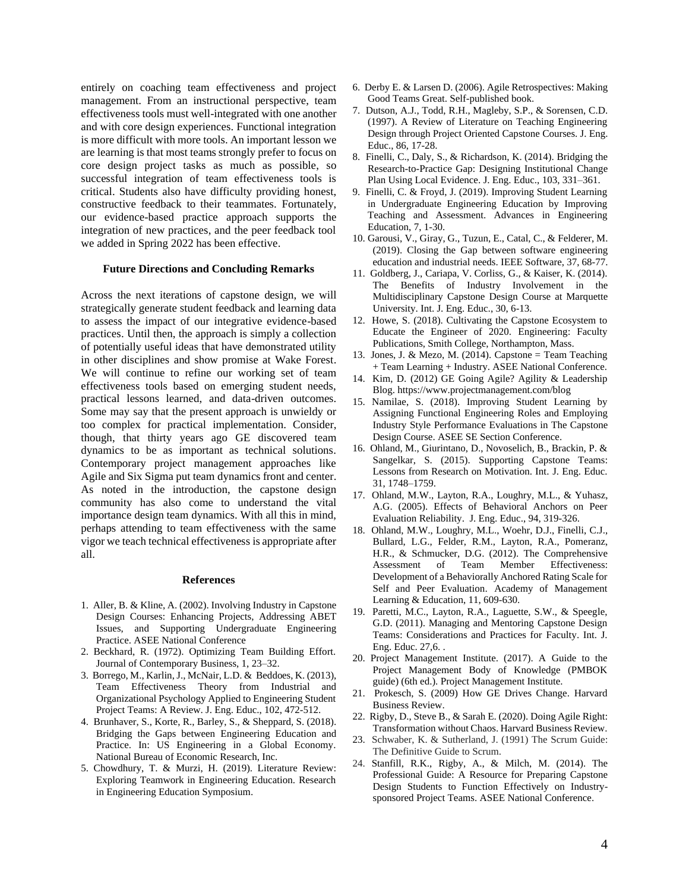entirely on coaching team effectiveness and project management. From an instructional perspective, team effectiveness tools must well-integrated with one another and with core design experiences. Functional integration is more difficult with more tools. An important lesson we are learning is that most teams strongly prefer to focus on core design project tasks as much as possible, so successful integration of team effectiveness tools is critical. Students also have difficulty providing honest, constructive feedback to their teammates. Fortunately, our evidence-based practice approach supports the integration of new practices, and the peer feedback tool we added in Spring 2022 has been effective.

## Future Directions and Concluding Remarks

Across the next iterations of capstone design, we will strategically generate student feedback and learning data to assess the impact of our integrative evidence-based practices. Until then, the approach is simply a collection of potentially useful ideas that have demonstrated utility in other disciplines and show promise at Wake Forest. We will continue to refine our working set of team effectiveness tools based on emerging student needs, practical lessons learned, and data-driven outcomes. Some may say that the present approach is unwieldy or too complex for practical implementation. Consider, though, that thirty years ago GE discovered team dynamics to be as important as technical solutions. Contemporary project management approaches like Agile and Six Sigma put team dynamics front and center. As noted in the introduction, the capstone design community has also come to understand the vital importance design team dynamics. With all this in mind, perhaps attending to team effectiveness with the same vigor we teach technical effectiveness is appropriate after all.

## References

1. Aller, B. & Kline, A. (2002). Involving Industry in Capstone Design Courses: Enhancing Projects, Addressing ABET Issues, and Supporting Undergraduate Engineering Practice. ASEE National Conference
2. Beckhard, R. (1972). Optimizing Team Building Effort. Journal of Contemporary Business, 1, 23–32.
3. Borrego, M., Karlin, J., McNair, L.D. & Beddoes, K. (2013), Team Effectiveness Theory from Industrial and Organizational Psychology Applied to Engineering Student Project Teams: A Review. J. Eng. Educ., 102, 472-512.
4. Brunhaver, S., Korte, R., Barley, S., & Sheppard, S. (2018). Bridging the Gaps between Engineering Education and Practice. In: US Engineering in a Global Economy. National Bureau of Economic Research, Inc.
5. Chowdhury, T. & Murzi, H. (2019). Literature Review: Exploring Teamwork in Engineering Education. Research in Engineering Education Symposium.
6. Derby E. & Larsen D. (2006). Agile Retrospectives: Making Good Teams Great. Self-published book.
7. Dutson, A.J., Todd, R.H., Magleby, S.P., & Sorensen, C.D. (1997). A Review of Literature on Teaching Engineering Design through Project Oriented Capstone Courses. J. Eng. Educ., 86, 17-28.
8. Finelli, C., Daly, S., & Richardson, K. (2014). Bridging the Research-to-Practice Gap: Designing Institutional Change Plan Using Local Evidence. J. Eng. Educ., 103, 331–361.
9. Finelli, C. & Froyd, J. (2019). Improving Student Learning in Undergraduate Engineering Education by Improving Teaching and Assessment. Advances in Engineering Education, 7, 1-30.
10. Garousi, V., Giray, G., Tuzun, E., Catal, C., & Felderer, M. (2019). Closing the Gap between software engineering education and industrial needs. IEEE Software, 37, 68-77.
11. Goldberg, J., Cariapa, V. Corliss, G., & Kaiser, K. (2014). The Benefits of Industry Involvement in the Multidisciplinary Capstone Design Course at Marquette University. Int. J. Eng. Educ., 30, 6-13.
12. Howe, S. (2018). Cultivating the Capstone Ecosystem to Educate the Engineer of 2020. Engineering: Faculty Publications, Smith College, Northampton, Mass.
13. Jones, J. & Mezo, M. (2014). Capstone = Team Teaching + Team Learning + Industry. ASEE National Conference.
14. Kim, D. (2012) GE Going Agile? Agility & Leadership Blog. https://www.projectmanagement.com/blog
15. Namilae, S. (2018). Improving Student Learning by Assigning Functional Engineering Roles and Employing Industry Style Performance Evaluations in The Capstone Design Course. ASEE SE Section Conference.
16. Ohland, M., Giurintano, D., Novoselich, B., Brackin, P. & Sangelkar, S. (2015). Supporting Capstone Teams: Lessons from Research on Motivation. Int. J. Eng. Educ. 31, 1748–1759.
17. Ohland, M.W., Layton, R.A., Loughry, M.L., & Yuhasz, A.G. (2005). Effects of Behavioral Anchors on Peer Evaluation Reliability. J. Eng. Educ., 94, 319-326.
18. Ohland, M.W., Loughry, M.L., Woehr, D.J., Finelli, C.J., Bullard, L.G., Felder, R.M., Layton, R.A., Pomeranz, H.R., & Schmucker, D.G. (2012). The Comprehensive Assessment of Team Member Effectiveness: Development of a Behaviorally Anchored Rating Scale for Self and Peer Evaluation. Academy of Management Learning & Education, 11, 609-630.
19. Paretti, M.C., Layton, R.A., Laguette, S.W., & Speegle, G.D. (2011). Managing and Mentoring Capstone Design Teams: Considerations and Practices for Faculty. Int. J. Eng. Educ. 27,6. .
20. Project Management Institute. (2017). A Guide to the Project Management Body of Knowledge (PMBOK guide) (6th ed.). Project Management Institute.
21. Prokesch, S. (2009) How GE Drives Change. Harvard Business Review.
22. Rigby, D., Steve B., & Sarah E. (2020). Doing Agile Right: Transformation without Chaos. Harvard Business Review.
23. Schwaber, K. & Sutherland, J. (1991) The Scrum Guide: The Definitive Guide to Scrum.
24. Stanfill, R.K., Rigby, A., & Milch, M. (2014). The Professional Guide: A Resource for Preparing Capstone Design Students to Function Effectively on Industry-sponsored Project Teams. ASEE National Conference.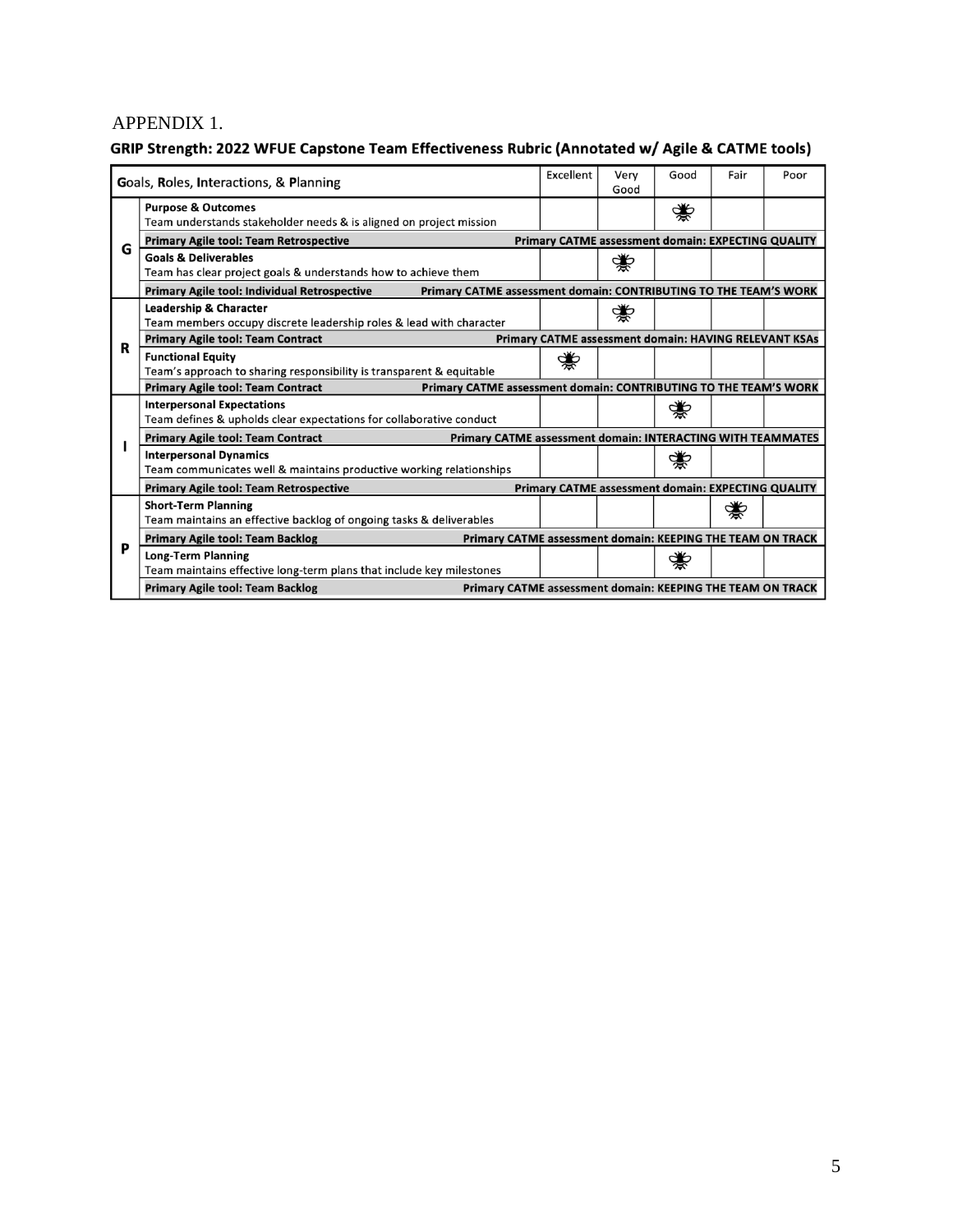APPENDIX 1.

**GRIP Strength: 2022 WFUE Capstone Team Effectiveness Rubric (Annotated w/ Agile & CATME tools)**

| | **G**oals, **R**oles, **In**teractions, & **P**lanning | Excellent | Very Good | Good | Fair | Poor |
|---|---|---|---|---|---|---|
| **G** | **Purpose & Outcomes**<br>Team understands stakeholder needs & is aligned on project mission | | | 🐝 | | |
| | **Primary Agile tool: Team Retrospective** — **Primary CATME assessment domain: EXPECTING QUALITY** | | | | | |
| | **Goals & Deliverables**<br>Team has clear project goals & understands how to achieve them | | 🐝 | | | |
| | **Primary Agile tool: Individual Retrospective** — **Primary CATME assessment domain: CONTRIBUTING TO THE TEAM'S WORK** | | | | | |
| **R** | **Leadership & Character**<br>Team members occupy discrete leadership roles & lead with character | | 🐝 | | | |
| | **Primary Agile tool: Team Contract** — **Primary CATME assessment domain: HAVING RELEVANT KSAs** | | | | | |
| | **Functional Equity**<br>Team's approach to sharing responsibility is transparent & equitable | 🐝 | | | | |
| | **Primary Agile tool: Team Contract** — **Primary CATME assessment domain: CONTRIBUTING TO THE TEAM'S WORK** | | | | | |
| **I** | **Interpersonal Expectations**<br>Team defines & upholds clear expectations for collaborative conduct | | | 🐝 | | |
| | **Primary Agile tool: Team Contract** — **Primary CATME assessment domain: INTERACTING WITH TEAMMATES** | | | | | |
| | **Interpersonal Dynamics**<br>Team communicates well & maintains productive working relationships | | | 🐝 | | |
| | **Primary Agile tool: Team Retrospective** — **Primary CATME assessment domain: EXPECTING QUALITY** | | | | | |
| **P** | **Short-Term Planning**<br>Team maintains an effective backlog of ongoing tasks & deliverables | | | | 🐝 | |
| | **Primary Agile tool: Team Backlog** — **Primary CATME assessment domain: KEEPING THE TEAM ON TRACK** | | | | | |
| | **Long-Term Planning**<br>Team maintains effective long-term plans that include key milestones | | | 🐝 | | |
| | **Primary Agile tool: Team Backlog** — **Primary CATME assessment domain: KEEPING THE TEAM ON TRACK** | | | | | |